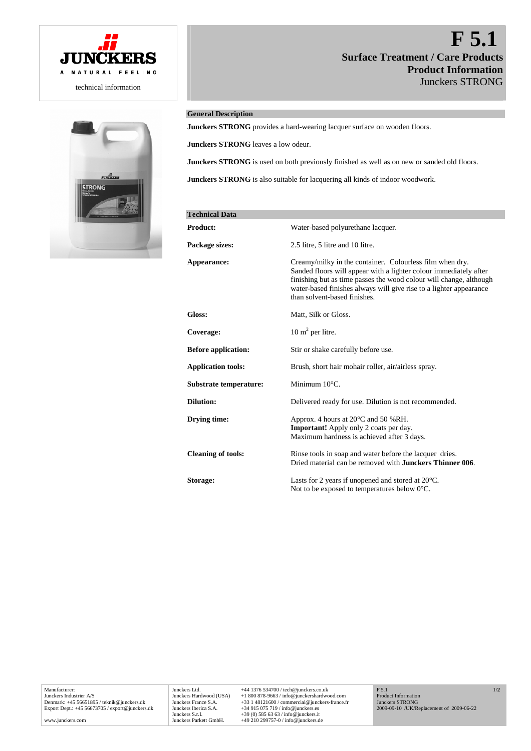JUNCKERS

A NATURAL FEELING

technical information

# F 5.1

## Surface Treatment / Care Products

## Product Information

Junckers STRONG

### General Description

**Junckers STRONG** provides a hard-wearing lacquer surface on wooden floors.

**Junckers STRONG** leaves a low odeur.

**Junckers STRONG** is used on both previously finished as well as on new or sanded old floors.

**Junckers STRONG** is also suitable for lacquering all kinds of indoor woodwork.

### Technical Data

| | |
|---|---|
| **Product:** | Water-based polyurethane lacquer. |
| **Package sizes:** | 2.5 litre, 5 litre and 10 litre. |
| **Appearance:** | Creamy/milky in the container. Colourless film when dry. Sanded floors will appear with a lighter colour immediately after finishing but as time passes the wood colour will change, although water-based finishes always will give rise to a lighter appearance than solvent-based finishes. |
| **Gloss:** | Matt, Silk or Gloss. |
| **Coverage:** | 10 m$^2$ per litre. |
| **Before application:** | Stir or shake carefully before use. |
| **Application tools:** | Brush, short hair mohair roller, air/airless spray. |
| **Substrate temperature:** | Minimum 10°C. |
| **Dilution:** | Delivered ready for use. Dilution is not recommended. |
| **Drying time:** | Approx. 4 hours at 20°C and 50 %RH.<br>**Important!** Apply only 2 coats per day.<br>Maximum hardness is achieved after 3 days. |
| **Cleaning of tools:** | Rinse tools in soap and water before the lacquer dries.<br>Dried material can be removed with **Junckers Thinner 006**. |
| **Storage:** | Lasts for 2 years if unopened and stored at 20°C.<br>Not to be exposed to temperatures below 0°C. |

Manufacturer:
Junckers Industrier A/S
Denmark: +45 56651895 / teknik@junckers.dk
Export Dept.: +45 56673705 / export@junckers.dk

www.junckers.com

| | |
|---|---|
| Junckers Ltd. | +44 1376 534700 / tech@junckers.co.uk |
| Junckers Hardwood (USA) | +1 800 878-9663 / info@junckershardwood.com |
| Junckers France S.A. | +33 1 48121600 / commercial@junckers-france.fr |
| Junckers Iberica S.A. | +34 915 075 719 / info@junckers.es |
| Junckers S.r.l. | +39 (0) 585 63 63 / info@junckers.it |
| Junckers Parkett GmbH. | +49 210 299757-0 / info@junckers.de |

F 5.1
Product Information
Junckers STRONG
2009-09-10 /UK/Replacement of 2009-06-22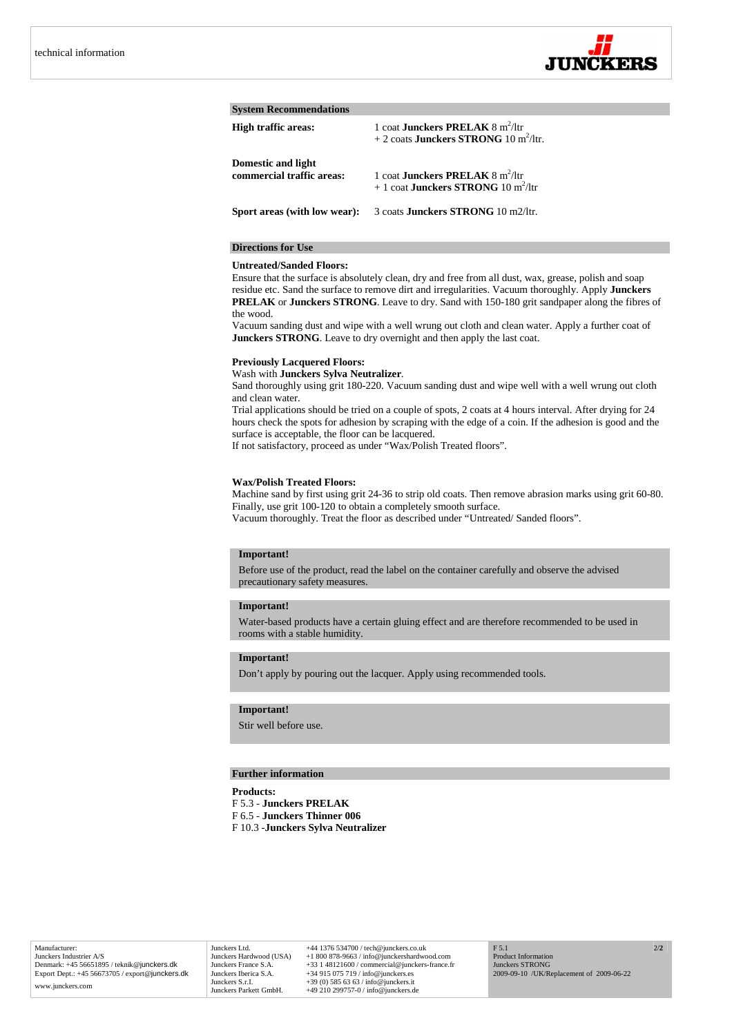## System Recommendations

| | |
|---|---|
| **High traffic areas:** | 1 coat **Junckers PRELAK** 8 $m^2$/ltr + 2 coats **Junckers STRONG** 10 $m^2$/ltr. |
| **Domestic and light commercial traffic areas:** | 1 coat **Junckers PRELAK** 8 $m^2$/ltr + 1 coat **Junckers STRONG** 10 $m^2$/ltr |
| **Sport areas (with low wear):** | 3 coats **Junckers STRONG** 10 m2/ltr. |

## Directions for Use

**Untreated/Sanded Floors:**

Ensure that the surface is absolutely clean, dry and free from all dust, wax, grease, polish and soap residue etc. Sand the surface to remove dirt and irregularities. Vacuum thoroughly. Apply **Junckers PRELAK** or **Junckers STRONG**. Leave to dry. Sand with 150-180 grit sandpaper along the fibres of the wood.

Vacuum sanding dust and wipe with a well wrung out cloth and clean water. Apply a further coat of **Junckers STRONG**. Leave to dry overnight and then apply the last coat.

**Previously Lacquered Floors:**

Wash with **Junckers Sylva Neutralizer**.

Sand thoroughly using grit 180-220. Vacuum sanding dust and wipe well with a well wrung out cloth and clean water.

Trial applications should be tried on a couple of spots, 2 coats at 4 hours interval. After drying for 24 hours check the spots for adhesion by scraping with the edge of a coin. If the adhesion is good and the surface is acceptable, the floor can be lacquered.

If not satisfactory, proceed as under "Wax/Polish Treated floors".

**Wax/Polish Treated Floors:**

Machine sand by first using grit 24-36 to strip old coats. Then remove abrasion marks using grit 60-80. Finally, use grit 100-120 to obtain a completely smooth surface.

Vacuum thoroughly. Treat the floor as described under "Untreated/ Sanded floors".

**Important!**

Before use of the product, read the label on the container carefully and observe the advised precautionary safety measures.

**Important!**

Water-based products have a certain gluing effect and are therefore recommended to be used in rooms with a stable humidity.

**Important!**

Don't apply by pouring out the lacquer. Apply using recommended tools.

**Important!**

Stir well before use.

## Further information

**Products:**

F 5.3 - **Junckers PRELAK**
F 6.5 - **Junckers Thinner 006**
F 10.3 -**Junckers Sylva Neutralizer**